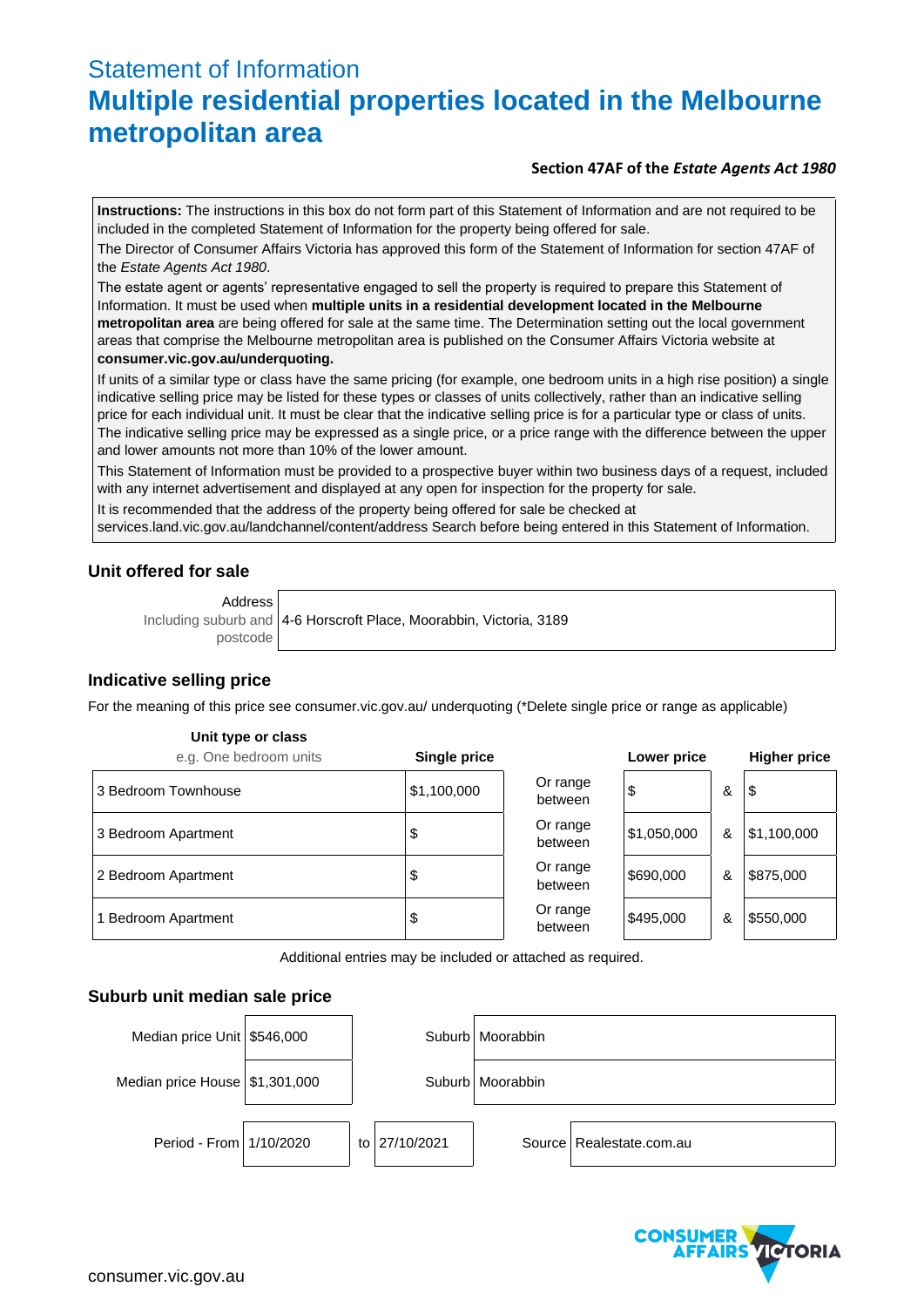# Statement of Information

## Multiple residential properties located in the Melbourne metropolitan area

**Section 47AF of the *Estate Agents Act 1980***

**Instructions:** The instructions in this box do not form part of this Statement of Information and are not required to be included in the completed Statement of Information for the property being offered for sale.

The Director of Consumer Affairs Victoria has approved this form of the Statement of Information for section 47AF of the *Estate Agents Act 1980*.

The estate agent or agents' representative engaged to sell the property is required to prepare this Statement of Information. It must be used when **multiple units in a residential development located in the Melbourne metropolitan area** are being offered for sale at the same time. The Determination setting out the local government areas that comprise the Melbourne metropolitan area is published on the Consumer Affairs Victoria website at **consumer.vic.gov.au/underquoting.**

If units of a similar type or class have the same pricing (for example, one bedroom units in a high rise position) a single indicative selling price may be listed for these types or classes of units collectively, rather than an indicative selling price for each individual unit. It must be clear that the indicative selling price is for a particular type or class of units. The indicative selling price may be expressed as a single price, or a price range with the difference between the upper and lower amounts not more than 10% of the lower amount.

This Statement of Information must be provided to a prospective buyer within two business days of a request, included with any internet advertisement and displayed at any open for inspection for the property for sale.

It is recommended that the address of the property being offered for sale be checked at services.land.vic.gov.au/landchannel/content/address Search before being entered in this Statement of Information.

### Unit offered for sale

| Address Including suburb and postcode | 4-6 Horscroft Place, Moorabbin, Victoria, 3189 |
|---|---|

### Indicative selling price

For the meaning of this price see consumer.vic.gov.au/ underquoting (*Delete single price or range as applicable)

| Unit type or class e.g. One bedroom units | Single price | | Lower price | | Higher price |
|---|---|---|---|---|---|
| 3 Bedroom Townhouse | $1,100,000 | Or range between | $ | & | $ |
| 3 Bedroom Apartment | $ | Or range between | $1,050,000 | & | $1,100,000 |
| 2 Bedroom Apartment | $ | Or range between | $690,000 | & | $875,000 |
| 1 Bedroom Apartment | $ | Or range between | $495,000 | & | $550,000 |

Additional entries may be included or attached as required.

### Suburb unit median sale price

| | | | |
|---|---|---|---|
| Median price Unit | $546,000 | Suburb | Moorabbin |
| Median price House | $1,301,000 | Suburb | Moorabbin |
| Period - From | 1/10/2020 to 27/10/2021 | Source | Realestate.com.au |

consumer.vic.gov.au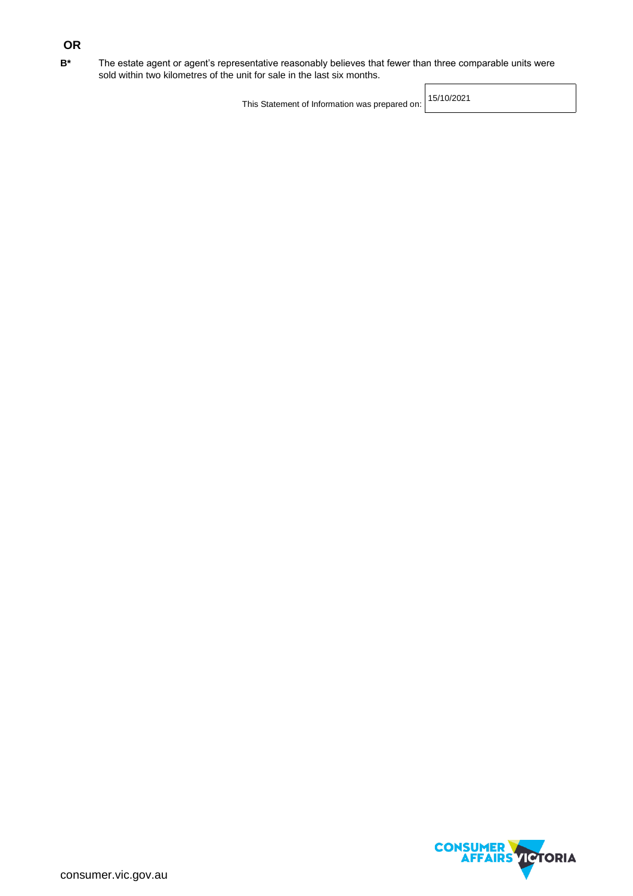**OR**

**B*** The estate agent or agent's representative reasonably believes that fewer than three comparable units were sold within two kilometres of the unit for sale in the last six months.

This Statement of Information was prepared on: 15/10/2021

consumer.vic.gov.au